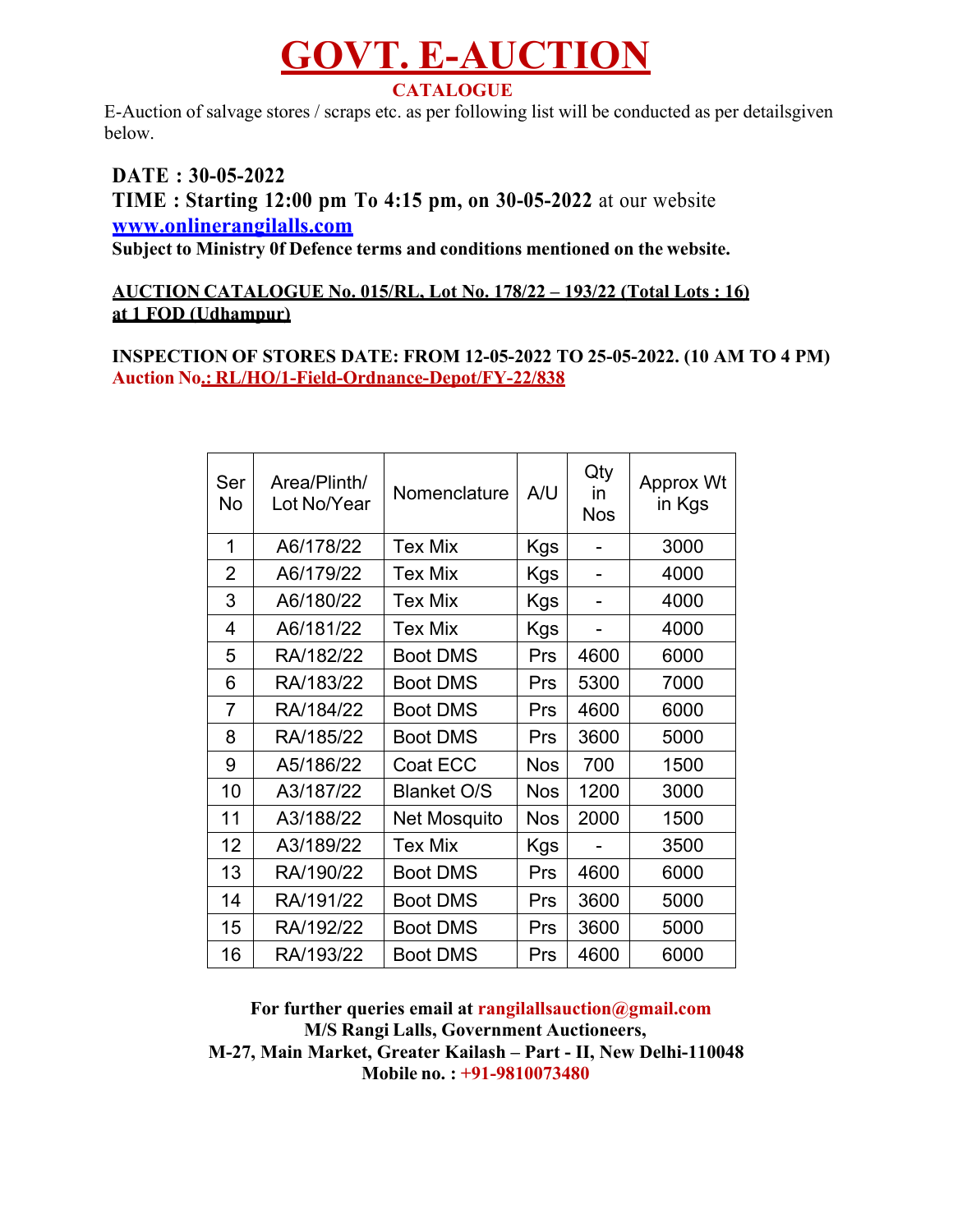# GOVT. E-AUCTION

## CATALOGUE

E-Auction of salvage stores / scraps etc. as per following list will be conducted as per detailsgiven below.

**DATE : 30-05-2022**

**TIME : Starting 12:00 pm To 4:15 pm, on 30-05-2022** at our website **www.onlinerangilalls.com**

**Subject to Ministry 0f Defence terms and conditions mentioned on the website.**

**AUCTION CATALOGUE No. 015/RL, Lot No. 178/22 – 193/22 (Total Lots : 16) at 1 FOD (Udhampur)**

**INSPECTION OF STORES DATE: FROM 12-05-2022 TO 25-05-2022. (10 AM TO 4 PM)**

**Auction No.: RL/HO/1-Field-Ordnance-Depot/FY-22/838**

| Ser No | Area/Plinth/ Lot No/Year | Nomenclature | A/U | Qty in Nos | Approx Wt in Kgs |
|---|---|---|---|---|---|
| 1 | A6/178/22 | Tex Mix | Kgs | - | 3000 |
| 2 | A6/179/22 | Tex Mix | Kgs | - | 4000 |
| 3 | A6/180/22 | Tex Mix | Kgs | - | 4000 |
| 4 | A6/181/22 | Tex Mix | Kgs | - | 4000 |
| 5 | RA/182/22 | Boot DMS | Prs | 4600 | 6000 |
| 6 | RA/183/22 | Boot DMS | Prs | 5300 | 7000 |
| 7 | RA/184/22 | Boot DMS | Prs | 4600 | 6000 |
| 8 | RA/185/22 | Boot DMS | Prs | 3600 | 5000 |
| 9 | A5/186/22 | Coat ECC | Nos | 700 | 1500 |
| 10 | A3/187/22 | Blanket O/S | Nos | 1200 | 3000 |
| 11 | A3/188/22 | Net Mosquito | Nos | 2000 | 1500 |
| 12 | A3/189/22 | Tex Mix | Kgs | - | 3500 |
| 13 | RA/190/22 | Boot DMS | Prs | 4600 | 6000 |
| 14 | RA/191/22 | Boot DMS | Prs | 3600 | 5000 |
| 15 | RA/192/22 | Boot DMS | Prs | 3600 | 5000 |
| 16 | RA/193/22 | Boot DMS | Prs | 4600 | 6000 |

**For further queries email at rangilallsauction@gmail.com**
**M/S Rangi Lalls, Government Auctioneers,**
**M-27, Main Market, Greater Kailash – Part - II, New Delhi-110048**
**Mobile no. : +91-9810073480**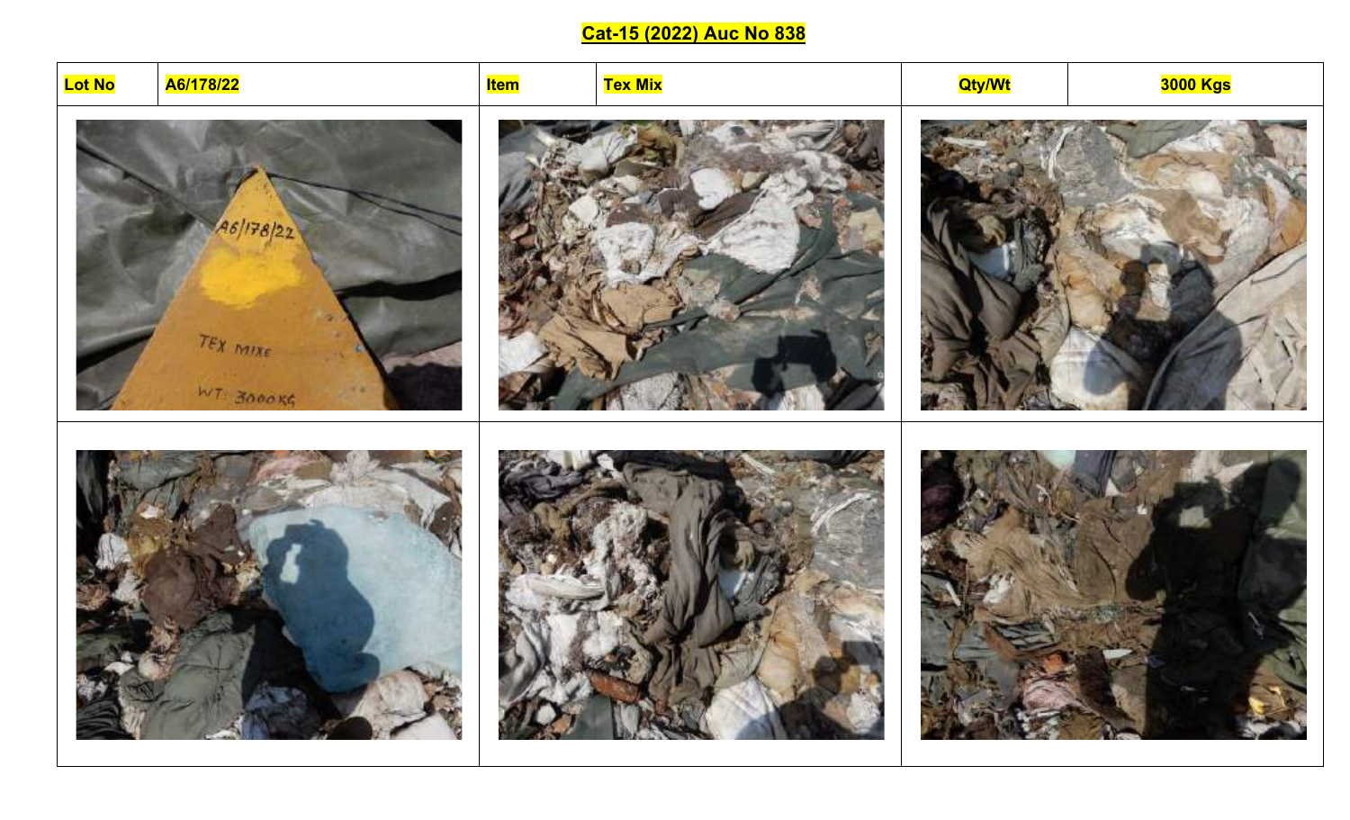## Cat-15 (2022) Auc No 838

| Lot No | A6/178/22 | Item | Tex Mix | Qty/Wt | 3000 Kgs |
|---|---|---|---|---|---|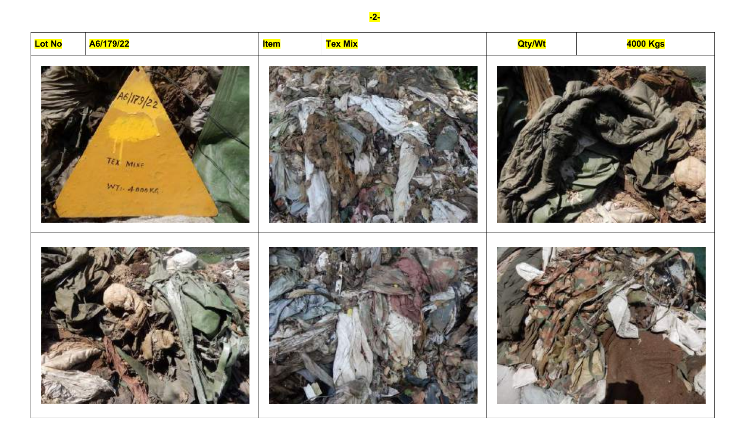| Lot No | A6/179/22 | Item | Tex Mix | Qty/Wt | 4000 Kgs |
| --- | --- | --- | --- | --- | --- |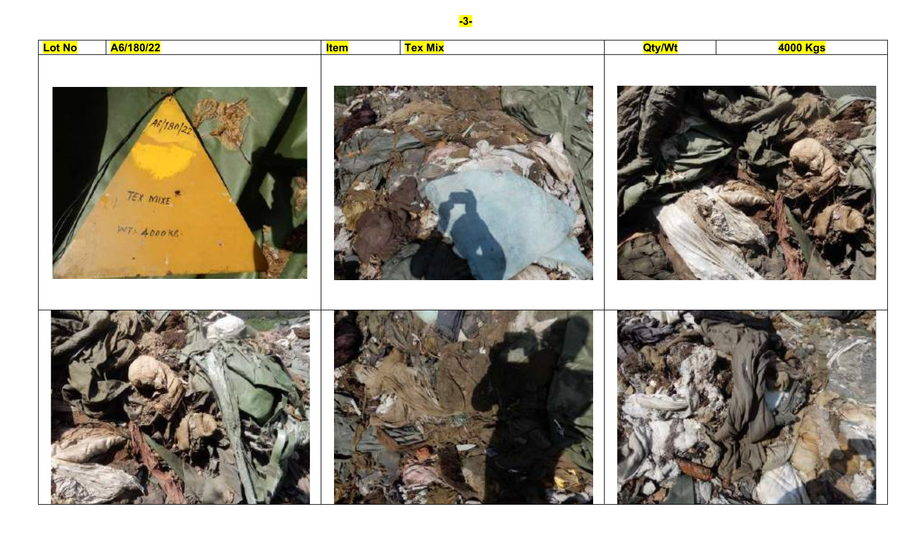| Lot No | A6/180/22 | Item | Tex Mix | Qty/Wt | 4000 Kgs |
| --- | --- | --- | --- | --- | --- |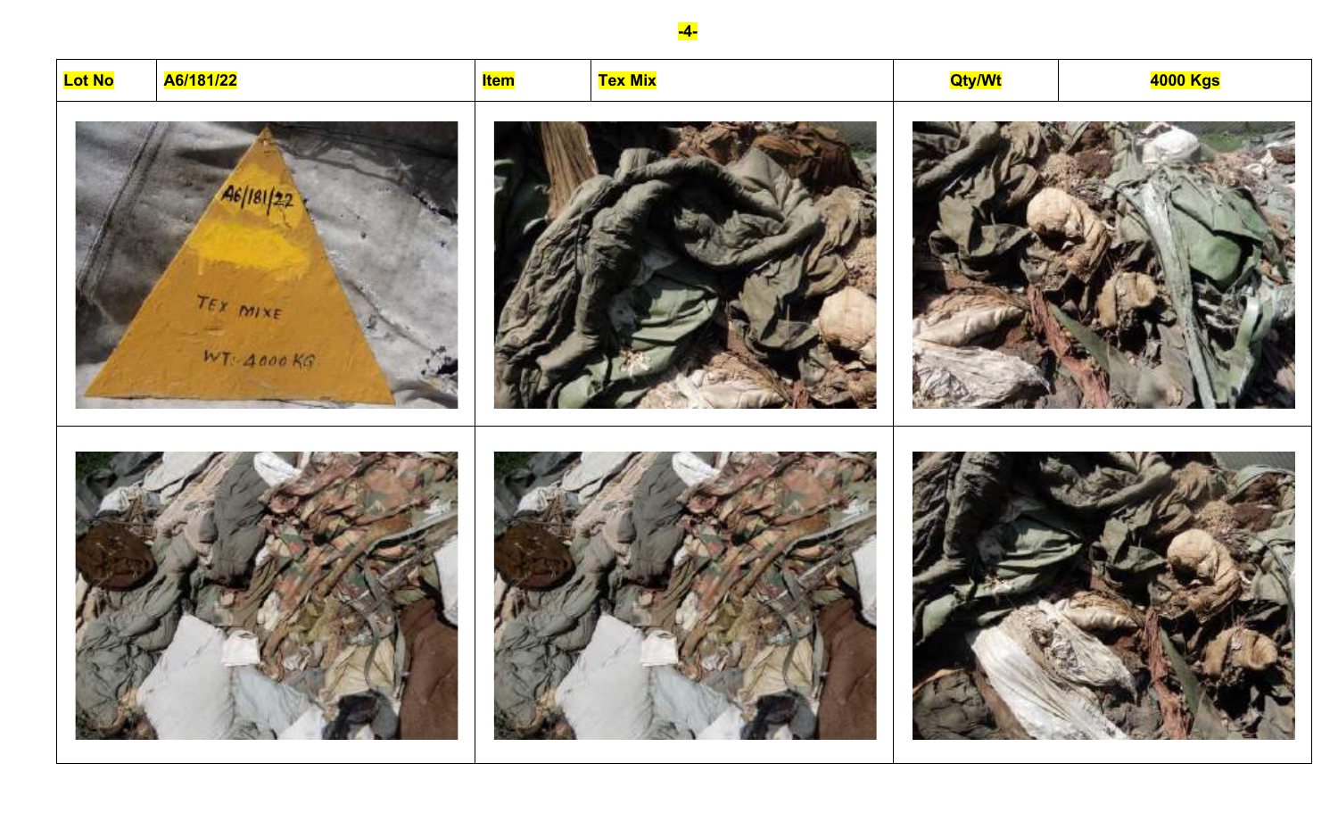| Lot No | A6/181/22 | Item | Tex Mix | Qty/Wt | 4000 Kgs |
| --- | --- | --- | --- | --- | --- |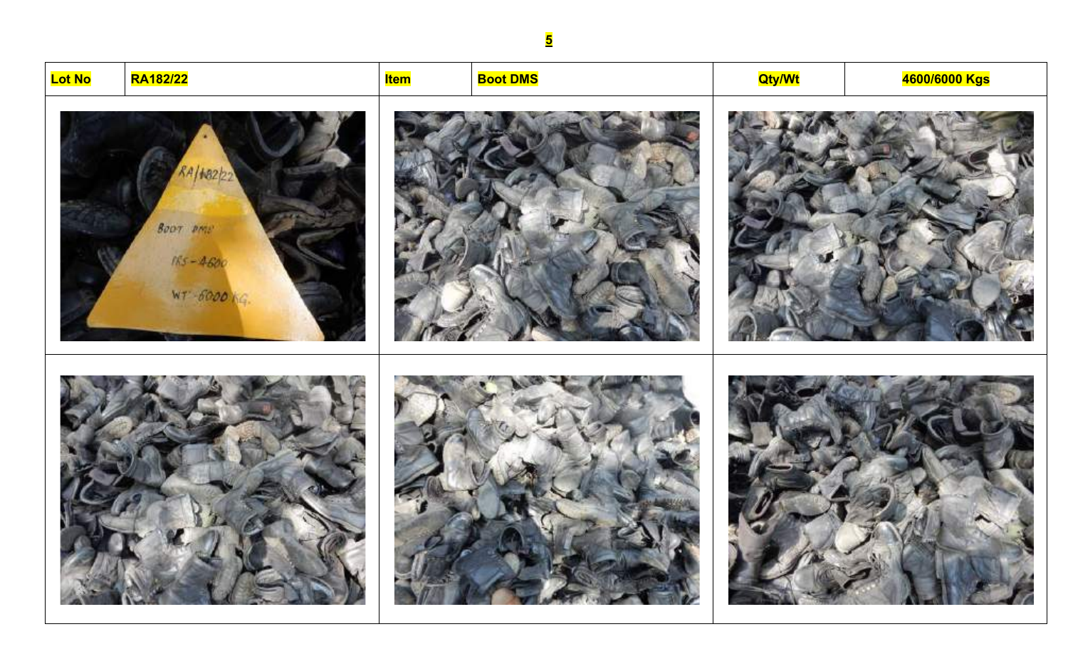5

| Lot No | RA182/22 | Item | Boot DMS | Qty/Wt | 4600/6000 Kgs |
|---|---|---|---|---|---|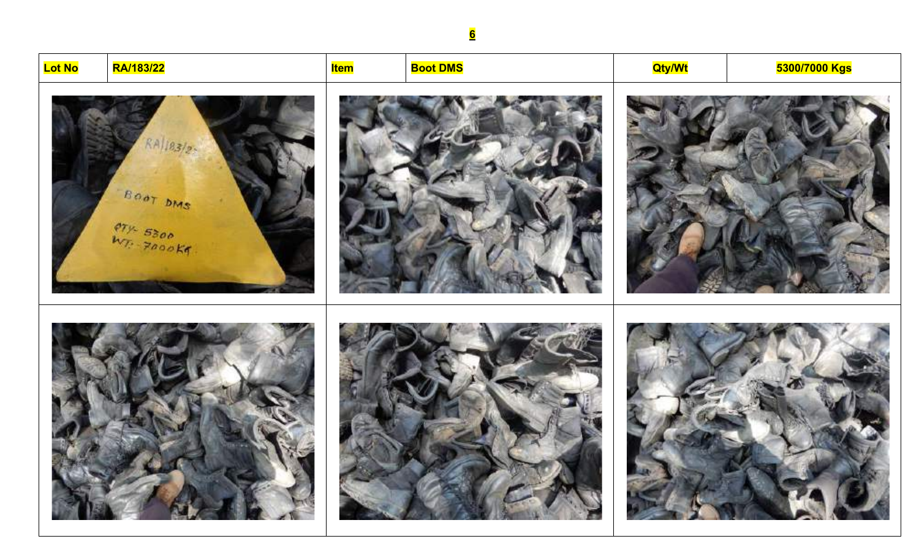**6**

| Lot No | RA/183/22 | Item | Boot DMS | Qty/Wt | 5300/7000 Kgs |
| --- | --- | --- | --- | --- | --- |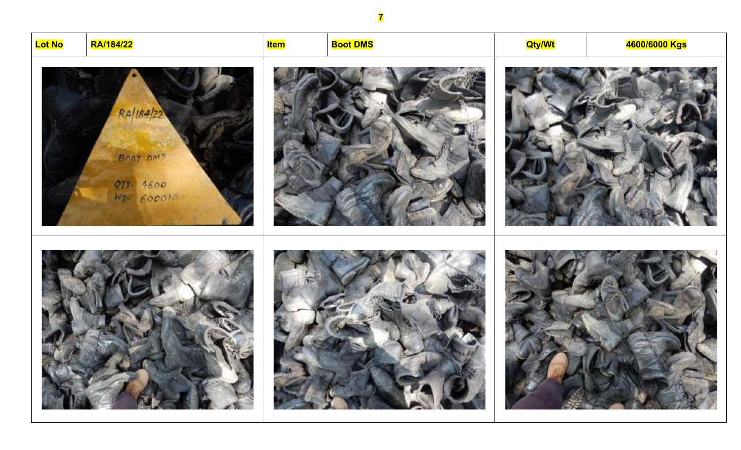| Lot No | RA/184/22 | Item | Boot DMS | Qty/Wt | 4600/6000 Kgs |
|---|---|---|---|---|---|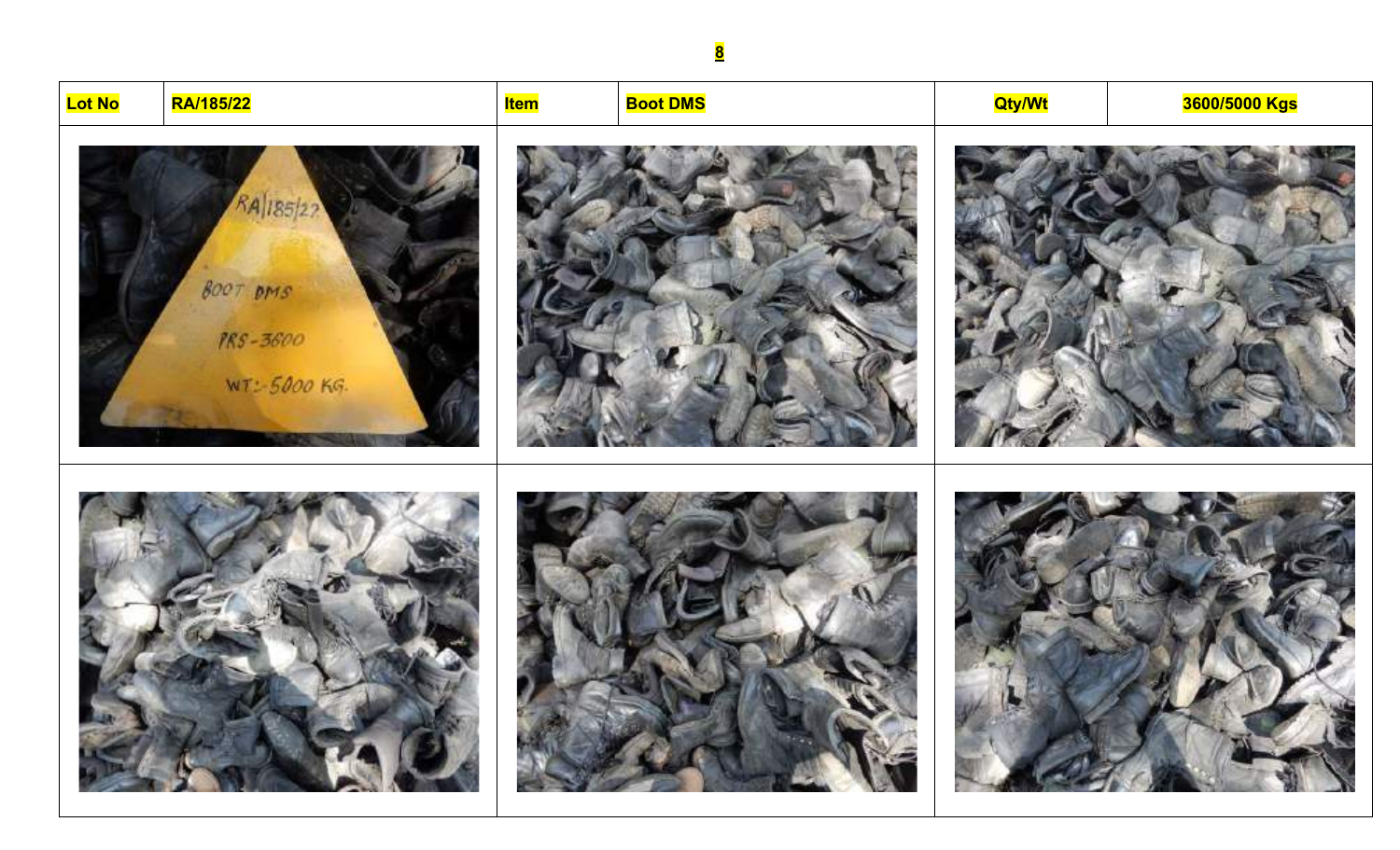| Lot No | RA/185/22 | Item | Boot DMS | Qty/Wt | 3600/5000 Kgs |
| --- | --- | --- | --- | --- | --- |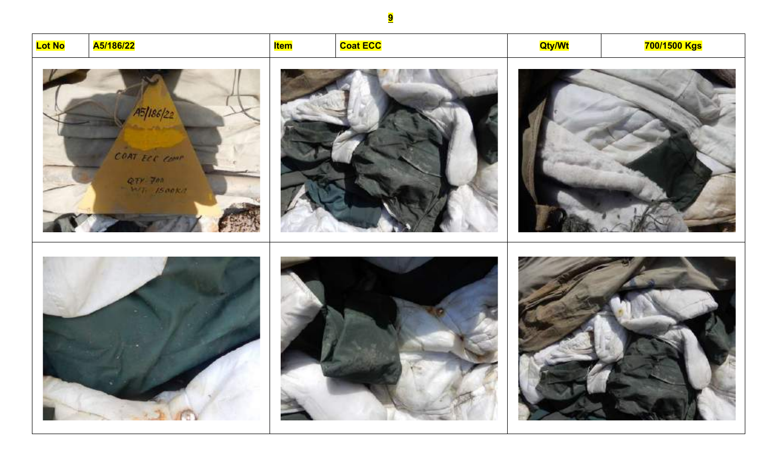| Lot No | A5/186/22 | Item | Coat ECC | Qty/Wt | 700/1500 Kgs |
| --- | --- | --- | --- | --- | --- |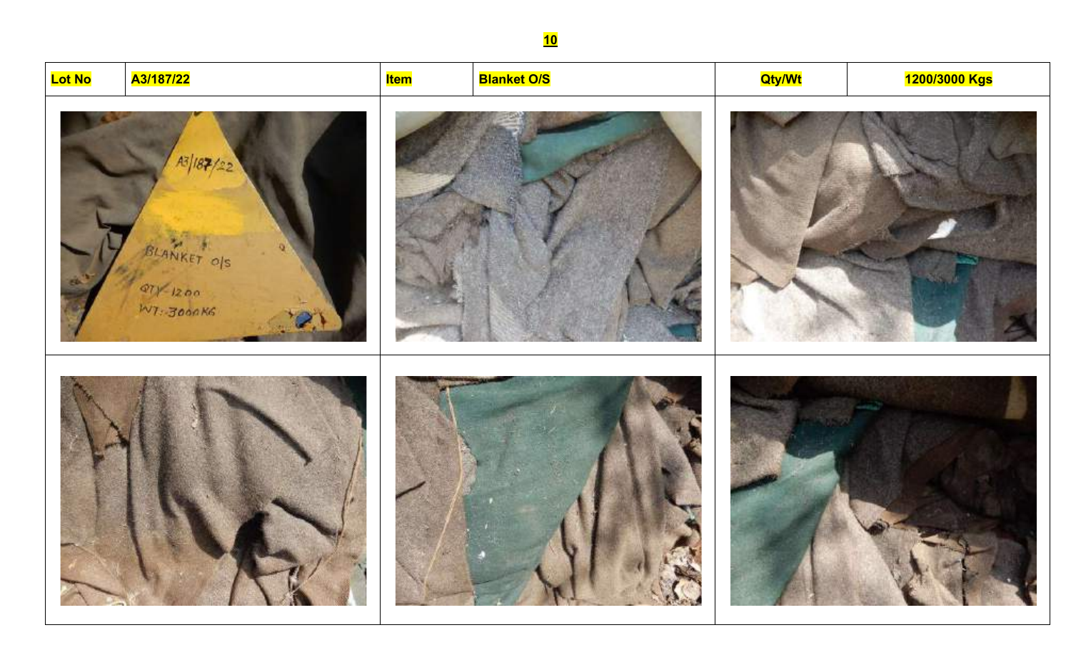**10**

| Lot No | A3/187/22 | Item | Blanket O/S | Qty/Wt | 1200/3000 Kgs |
| --- | --- | --- | --- | --- | --- |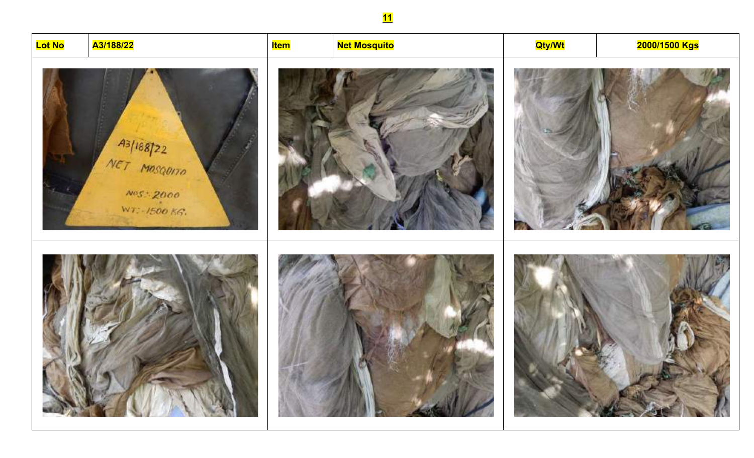| Lot No | A3/188/22 | Item | Net Mosquito | Qty/Wt | 2000/1500 Kgs |
| --- | --- | --- | --- | --- | --- |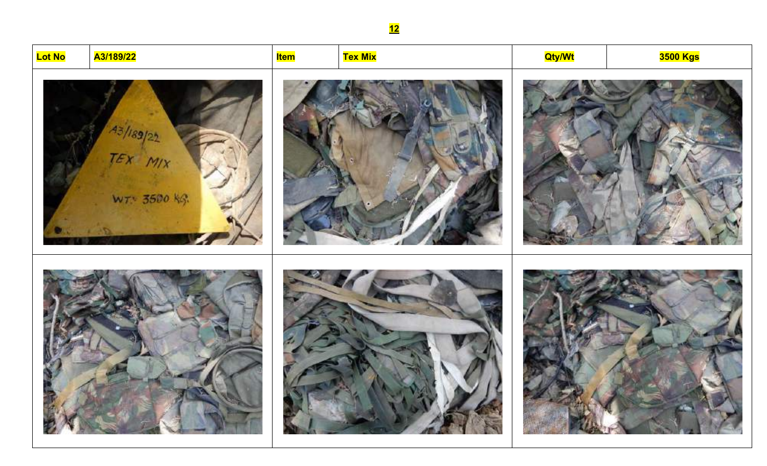**12**

| Lot No | A3/189/22 | Item | Tex Mix | Qty/Wt | 3500 Kgs |
| --- | --- | --- | --- | --- | --- |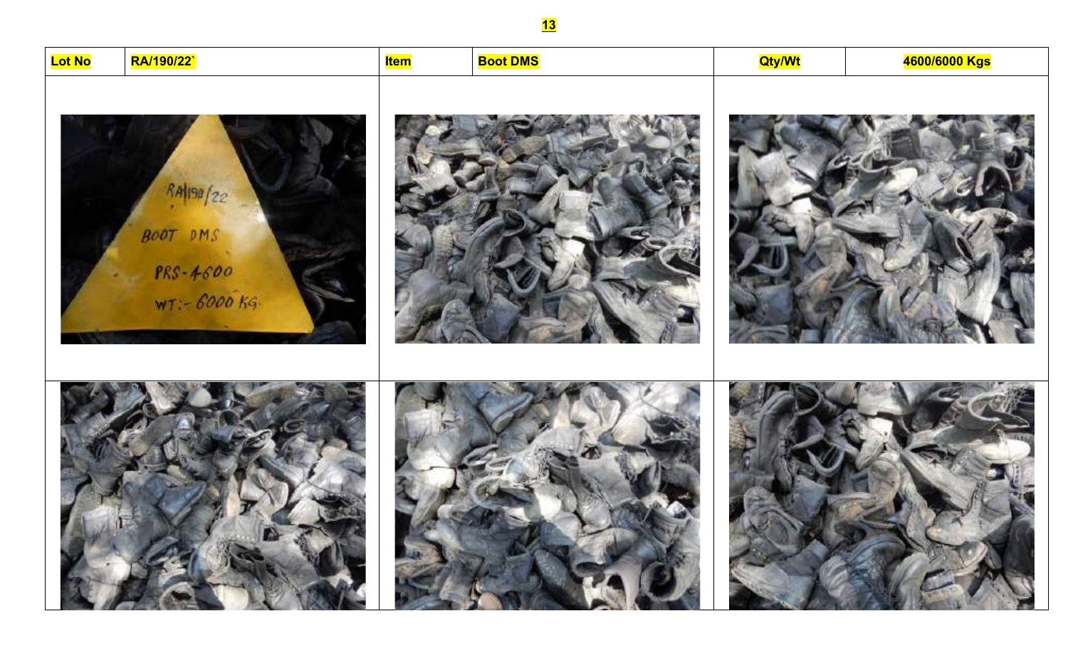| Lot No | RA/190/22` | Item | Boot DMS | Qty/Wt | 4600/6000 Kgs |
|---|---|---|---|---|---|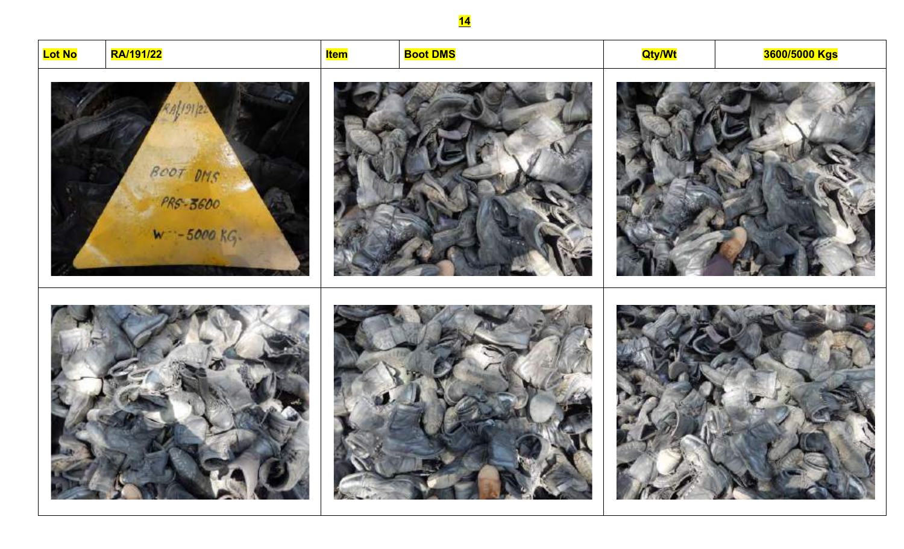14

| Lot No | RA/191/22 | Item | Boot DMS | Qty/Wt | 3600/5000 Kgs |
|---|---|---|---|---|---|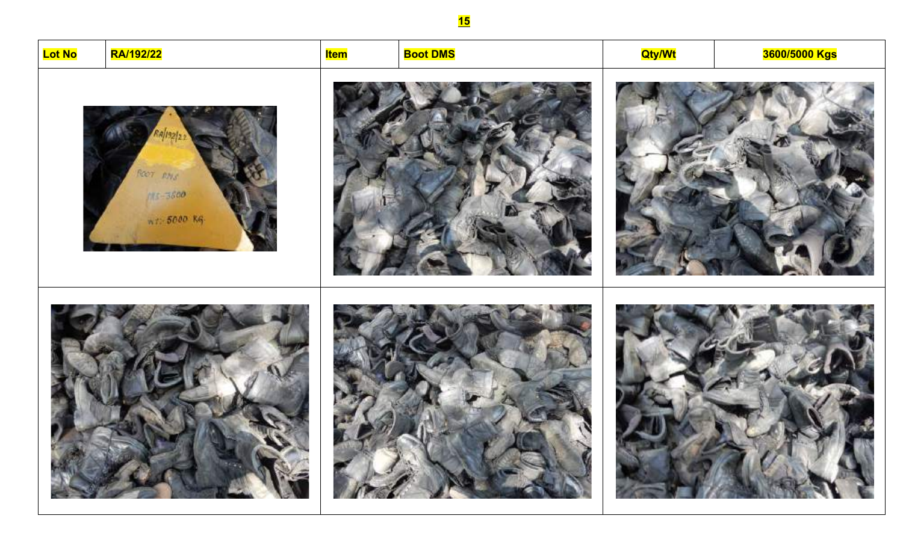**15**

| Lot No | RA/192/22 | Item | Boot DMS | Qty/Wt | 3600/5000 Kgs |
|---|---|---|---|---|---|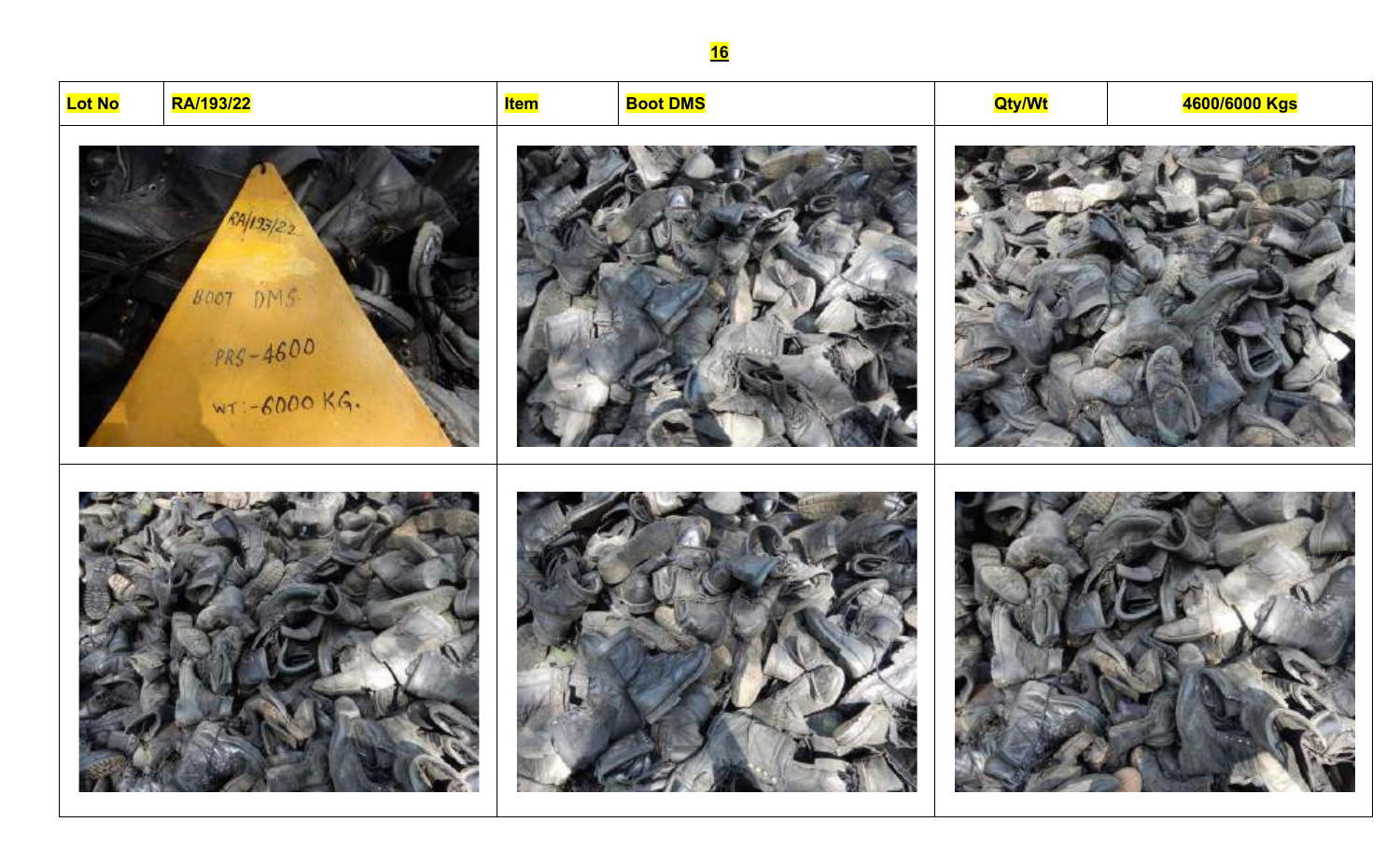**16**

| Lot No | RA/193/22 | Item | Boot DMS | Qty/Wt | 4600/6000 Kgs |
|---|---|---|---|---|---|